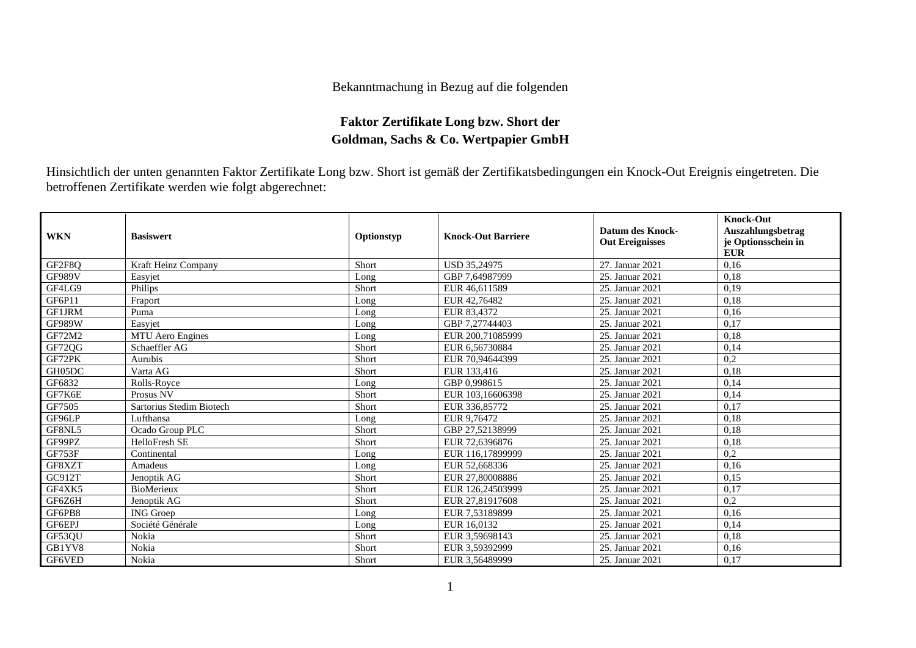Bekanntmachung in Bezug auf die folgenden

**Faktor Zertifikate Long bzw. Short der**
**Goldman, Sachs & Co. Wertpapier GmbH**

Hinsichtlich der unten genannten Faktor Zertifikate Long bzw. Short ist gemäß der Zertifikatsbedingungen ein Knock-Out Ereignis eingetreten. Die betroffenen Zertifikate werden wie folgt abgerechnet:

| WKN | Basiswert | Optionstyp | Knock-Out Barriere | Datum des Knock-Out Ereignisses | Knock-Out Auszahlungsbetrag je Optionsschein in EUR |
|---|---|---|---|---|---|
| GF2F8Q | Kraft Heinz Company | Short | USD 35,24975 | 27. Januar 2021 | 0,16 |
| GF989V | Easyjet | Long | GBP 7,64987999 | 25. Januar 2021 | 0,18 |
| GF4LG9 | Philips | Short | EUR 46,611589 | 25. Januar 2021 | 0,19 |
| GF6P11 | Fraport | Long | EUR 42,76482 | 25. Januar 2021 | 0,18 |
| GF1JRM | Puma | Long | EUR 83,4372 | 25. Januar 2021 | 0,16 |
| GF989W | Easyjet | Long | GBP 7,27744403 | 25. Januar 2021 | 0,17 |
| GF72M2 | MTU Aero Engines | Long | EUR 200,71085999 | 25. Januar 2021 | 0,18 |
| GF72QG | Schaeffler AG | Short | EUR 6,56730884 | 25. Januar 2021 | 0,14 |
| GF72PK | Aurubis | Short | EUR 70,94644399 | 25. Januar 2021 | 0,2 |
| GH05DC | Varta AG | Short | EUR 133,416 | 25. Januar 2021 | 0,18 |
| GF6832 | Rolls-Royce | Long | GBP 0,998615 | 25. Januar 2021 | 0,14 |
| GF7K6E | Prosus NV | Short | EUR 103,16606398 | 25. Januar 2021 | 0,14 |
| GF7505 | Sartorius Stedim Biotech | Short | EUR 336,85772 | 25. Januar 2021 | 0,17 |
| GF96LP | Lufthansa | Long | EUR 9,76472 | 25. Januar 2021 | 0,18 |
| GF8NL5 | Ocado Group PLC | Short | GBP 27,52138999 | 25. Januar 2021 | 0,18 |
| GF99PZ | HelloFresh SE | Short | EUR 72,6396876 | 25. Januar 2021 | 0,18 |
| GF753F | Continental | Long | EUR 116,17899999 | 25. Januar 2021 | 0,2 |
| GF8XZT | Amadeus | Long | EUR 52,668336 | 25. Januar 2021 | 0,16 |
| GC912T | Jenoptik AG | Short | EUR 27,80008886 | 25. Januar 2021 | 0,15 |
| GF4XK5 | BioMerieux | Short | EUR 126,24503999 | 25. Januar 2021 | 0,17 |
| GF6Z6H | Jenoptik AG | Short | EUR 27,81917608 | 25. Januar 2021 | 0,2 |
| GF6PB8 | ING Groep | Long | EUR 7,53189899 | 25. Januar 2021 | 0,16 |
| GF6EPJ | Société Générale | Long | EUR 16,0132 | 25. Januar 2021 | 0,14 |
| GF53QU | Nokia | Short | EUR 3,59698143 | 25. Januar 2021 | 0,18 |
| GB1YV8 | Nokia | Short | EUR 3,59392999 | 25. Januar 2021 | 0,16 |
| GF6VED | Nokia | Short | EUR 3,56489999 | 25. Januar 2021 | 0,17 |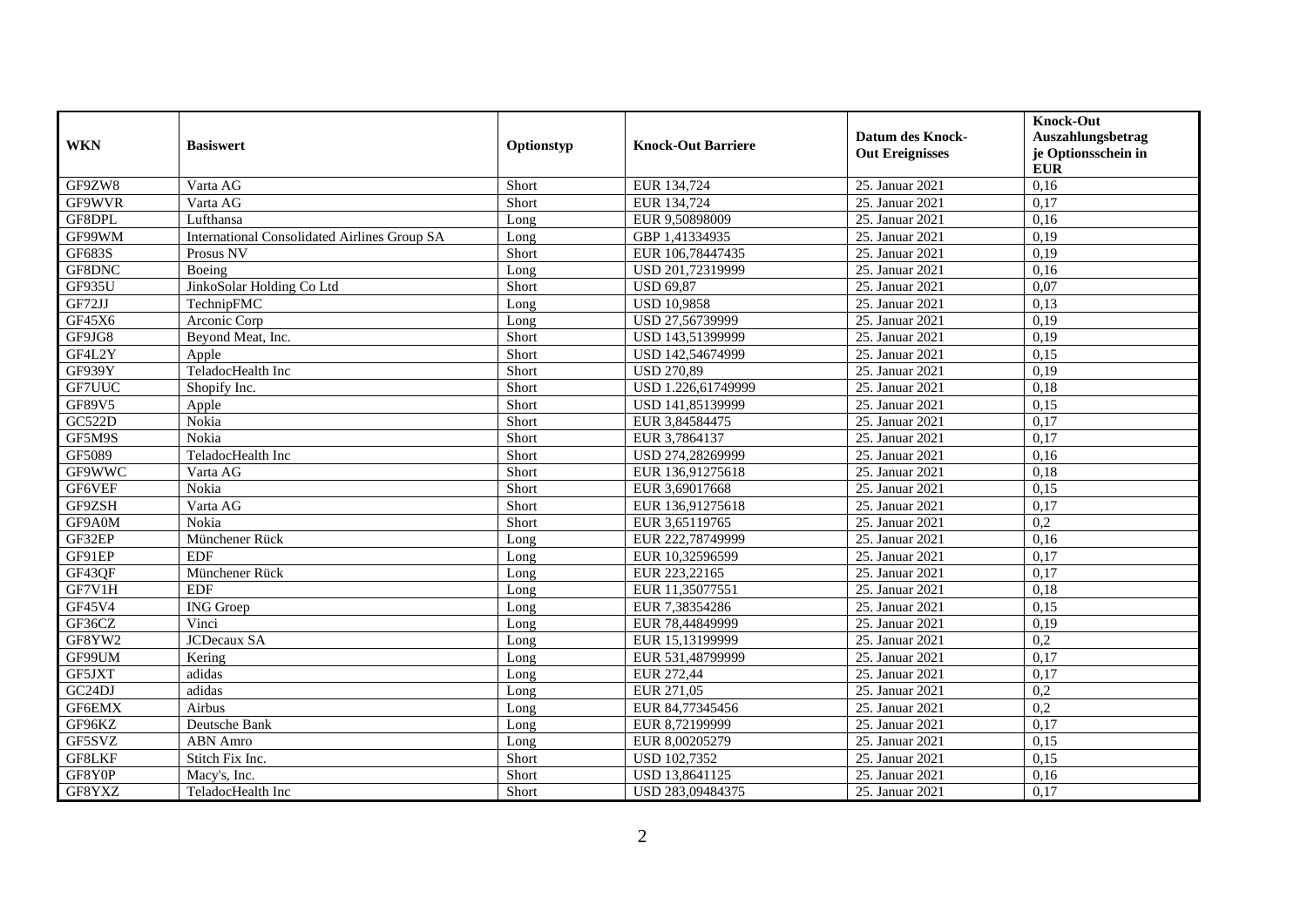| WKN | Basiswert | Optionstyp | Knock-Out Barriere | Datum des Knock-Out Ereignisses | Knock-Out Auszahlungsbetrag je Optionsschein in EUR |
|---|---|---|---|---|---|
| GF9ZW8 | Varta AG | Short | EUR 134,724 | 25. Januar 2021 | 0,16 |
| GF9WVR | Varta AG | Short | EUR 134,724 | 25. Januar 2021 | 0,17 |
| GF8DPL | Lufthansa | Long | EUR 9,50898009 | 25. Januar 2021 | 0,16 |
| GF99WM | International Consolidated Airlines Group SA | Long | GBP 1,41334935 | 25. Januar 2021 | 0,19 |
| GF683S | Prosus NV | Short | EUR 106,78447435 | 25. Januar 2021 | 0,19 |
| GF8DNC | Boeing | Long | USD 201,72319999 | 25. Januar 2021 | 0,16 |
| GF935U | JinkoSolar Holding Co Ltd | Short | USD 69,87 | 25. Januar 2021 | 0,07 |
| GF72JJ | TechnipFMC | Long | USD 10,9858 | 25. Januar 2021 | 0,13 |
| GF45X6 | Arconic Corp | Long | USD 27,56739999 | 25. Januar 2021 | 0,19 |
| GF9JG8 | Beyond Meat, Inc. | Short | USD 143,51399999 | 25. Januar 2021 | 0,19 |
| GF4L2Y | Apple | Short | USD 142,54674999 | 25. Januar 2021 | 0,15 |
| GF939Y | TeladocHealth Inc | Short | USD 270,89 | 25. Januar 2021 | 0,19 |
| GF7UUC | Shopify Inc. | Short | USD 1.226,61749999 | 25. Januar 2021 | 0,18 |
| GF89V5 | Apple | Short | USD 141,85139999 | 25. Januar 2021 | 0,15 |
| GC522D | Nokia | Short | EUR 3,84584475 | 25. Januar 2021 | 0,17 |
| GF5M9S | Nokia | Short | EUR 3,7864137 | 25. Januar 2021 | 0,17 |
| GF5089 | TeladocHealth Inc | Short | USD 274,28269999 | 25. Januar 2021 | 0,16 |
| GF9WWC | Varta AG | Short | EUR 136,91275618 | 25. Januar 2021 | 0,18 |
| GF6VEF | Nokia | Short | EUR 3,69017668 | 25. Januar 2021 | 0,15 |
| GF9ZSH | Varta AG | Short | EUR 136,91275618 | 25. Januar 2021 | 0,17 |
| GF9A0M | Nokia | Short | EUR 3,65119765 | 25. Januar 2021 | 0,2 |
| GF32EP | Münchener Rück | Long | EUR 222,78749999 | 25. Januar 2021 | 0,16 |
| GF91EP | EDF | Long | EUR 10,32596599 | 25. Januar 2021 | 0,17 |
| GF43QF | Münchener Rück | Long | EUR 223,22165 | 25. Januar 2021 | 0,17 |
| GF7V1H | EDF | Long | EUR 11,35077551 | 25. Januar 2021 | 0,18 |
| GF45V4 | ING Groep | Long | EUR 7,38354286 | 25. Januar 2021 | 0,15 |
| GF36CZ | Vinci | Long | EUR 78,44849999 | 25. Januar 2021 | 0,19 |
| GF8YW2 | JCDecaux SA | Long | EUR 15,13199999 | 25. Januar 2021 | 0,2 |
| GF99UM | Kering | Long | EUR 531,48799999 | 25. Januar 2021 | 0,17 |
| GF5JXT | adidas | Long | EUR 272,44 | 25. Januar 2021 | 0,17 |
| GC24DJ | adidas | Long | EUR 271,05 | 25. Januar 2021 | 0,2 |
| GF6EMX | Airbus | Long | EUR 84,77345456 | 25. Januar 2021 | 0,2 |
| GF96KZ | Deutsche Bank | Long | EUR 8,72199999 | 25. Januar 2021 | 0,17 |
| GF5SVZ | ABN Amro | Long | EUR 8,00205279 | 25. Januar 2021 | 0,15 |
| GF8LKF | Stitch Fix Inc. | Short | USD 102,7352 | 25. Januar 2021 | 0,15 |
| GF8Y0P | Macy's, Inc. | Short | USD 13,8641125 | 25. Januar 2021 | 0,16 |
| GF8YXZ | TeladocHealth Inc | Short | USD 283,09484375 | 25. Januar 2021 | 0,17 |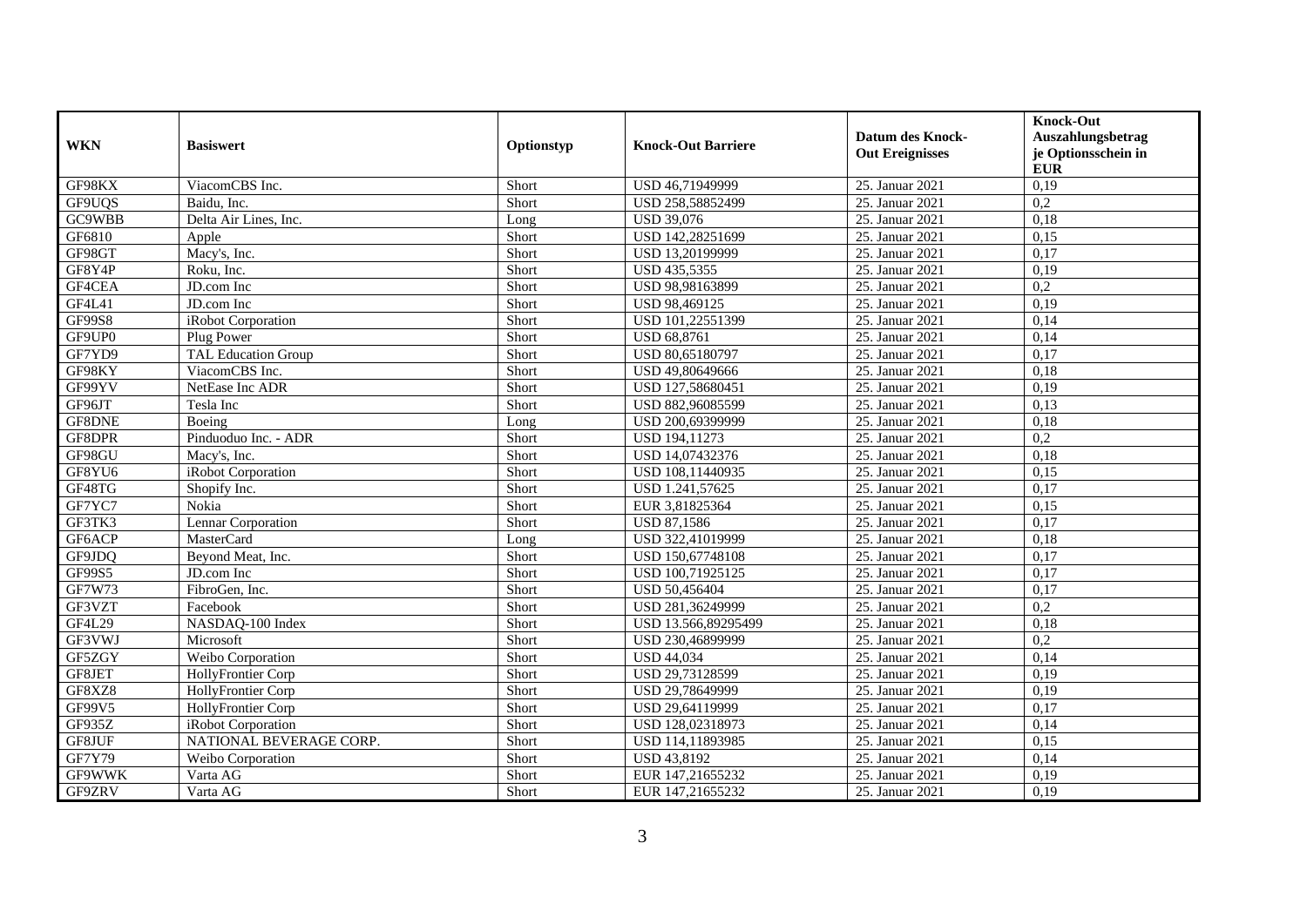| WKN | Basiswert | Optionstyp | Knock-Out Barriere | Datum des Knock-Out Ereignisses | Knock-Out Auszahlungsbetrag je Optionsschein in EUR |
|---|---|---|---|---|---|
| GF98KX | ViacomCBS Inc. | Short | USD 46,71949999 | 25. Januar 2021 | 0,19 |
| GF9UQS | Baidu, Inc. | Short | USD 258,58852499 | 25. Januar 2021 | 0,2 |
| GC9WBB | Delta Air Lines, Inc. | Long | USD 39,076 | 25. Januar 2021 | 0,18 |
| GF6810 | Apple | Short | USD 142,28251699 | 25. Januar 2021 | 0,15 |
| GF98GT | Macy's, Inc. | Short | USD 13,20199999 | 25. Januar 2021 | 0,17 |
| GF8Y4P | Roku, Inc. | Short | USD 435,5355 | 25. Januar 2021 | 0,19 |
| GF4CEA | JD.com Inc | Short | USD 98,98163899 | 25. Januar 2021 | 0,2 |
| GF4L41 | JD.com Inc | Short | USD 98,469125 | 25. Januar 2021 | 0,19 |
| GF99S8 | iRobot Corporation | Short | USD 101,22551399 | 25. Januar 2021 | 0,14 |
| GF9UP0 | Plug Power | Short | USD 68,8761 | 25. Januar 2021 | 0,14 |
| GF7YD9 | TAL Education Group | Short | USD 80,65180797 | 25. Januar 2021 | 0,17 |
| GF98KY | ViacomCBS Inc. | Short | USD 49,80649666 | 25. Januar 2021 | 0,18 |
| GF99YV | NetEase Inc ADR | Short | USD 127,58680451 | 25. Januar 2021 | 0,19 |
| GF96JT | Tesla Inc | Short | USD 882,96085599 | 25. Januar 2021 | 0,13 |
| GF8DNE | Boeing | Long | USD 200,69399999 | 25. Januar 2021 | 0,18 |
| GF8DPR | Pinduoduo Inc. - ADR | Short | USD 194,11273 | 25. Januar 2021 | 0,2 |
| GF98GU | Macy's, Inc. | Short | USD 14,07432376 | 25. Januar 2021 | 0,18 |
| GF8YU6 | iRobot Corporation | Short | USD 108,11440935 | 25. Januar 2021 | 0,15 |
| GF48TG | Shopify Inc. | Short | USD 1.241,57625 | 25. Januar 2021 | 0,17 |
| GF7YC7 | Nokia | Short | EUR 3,81825364 | 25. Januar 2021 | 0,15 |
| GF3TK3 | Lennar Corporation | Short | USD 87,1586 | 25. Januar 2021 | 0,17 |
| GF6ACP | MasterCard | Long | USD 322,41019999 | 25. Januar 2021 | 0,18 |
| GF9JDQ | Beyond Meat, Inc. | Short | USD 150,67748108 | 25. Januar 2021 | 0,17 |
| GF99S5 | JD.com Inc | Short | USD 100,71925125 | 25. Januar 2021 | 0,17 |
| GF7W73 | FibroGen, Inc. | Short | USD 50,456404 | 25. Januar 2021 | 0,17 |
| GF3VZT | Facebook | Short | USD 281,36249999 | 25. Januar 2021 | 0,2 |
| GF4L29 | NASDAQ-100 Index | Short | USD 13.566,89295499 | 25. Januar 2021 | 0,18 |
| GF3VWJ | Microsoft | Short | USD 230,46899999 | 25. Januar 2021 | 0,2 |
| GF5ZGY | Weibo Corporation | Short | USD 44,034 | 25. Januar 2021 | 0,14 |
| GF8JET | HollyFrontier Corp | Short | USD 29,73128599 | 25. Januar 2021 | 0,19 |
| GF8XZ8 | HollyFrontier Corp | Short | USD 29,78649999 | 25. Januar 2021 | 0,19 |
| GF99V5 | HollyFrontier Corp | Short | USD 29,64119999 | 25. Januar 2021 | 0,17 |
| GF935Z | iRobot Corporation | Short | USD 128,02318973 | 25. Januar 2021 | 0,14 |
| GF8JUF | NATIONAL BEVERAGE CORP. | Short | USD 114,11893985 | 25. Januar 2021 | 0,15 |
| GF7Y79 | Weibo Corporation | Short | USD 43,8192 | 25. Januar 2021 | 0,14 |
| GF9WWK | Varta AG | Short | EUR 147,21655232 | 25. Januar 2021 | 0,19 |
| GF9ZRV | Varta AG | Short | EUR 147,21655232 | 25. Januar 2021 | 0,19 |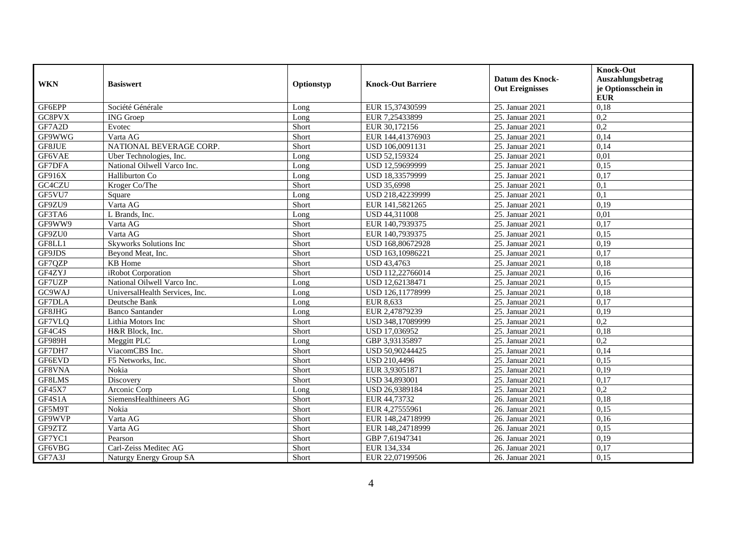| WKN | Basiswert | Optionstyp | Knock-Out Barriere | Datum des Knock-Out Ereignisses | Knock-Out Auszahlungsbetrag je Optionsschein in EUR |
|---|---|---|---|---|---|
| GF6EPP | Société Générale | Long | EUR 15,37430599 | 25. Januar 2021 | 0,18 |
| GC8PVX | ING Groep | Long | EUR 7,25433899 | 25. Januar 2021 | 0,2 |
| GF7A2D | Evotec | Short | EUR 30,172156 | 25. Januar 2021 | 0,2 |
| GF9WWG | Varta AG | Short | EUR 144,41376903 | 25. Januar 2021 | 0,14 |
| GF8JUE | NATIONAL BEVERAGE CORP. | Short | USD 106,0091131 | 25. Januar 2021 | 0,14 |
| GF6VAE | Uber Technologies, Inc. | Long | USD 52,159324 | 25. Januar 2021 | 0,01 |
| GF7DFA | National Oilwell Varco Inc. | Long | USD 12,59699999 | 25. Januar 2021 | 0,15 |
| GF916X | Halliburton Co | Long | USD 18,33579999 | 25. Januar 2021 | 0,17 |
| GC4CZU | Kroger Co/The | Short | USD 35,6998 | 25. Januar 2021 | 0,1 |
| GF5VU7 | Square | Long | USD 218,42239999 | 25. Januar 2021 | 0,1 |
| GF9ZU9 | Varta AG | Short | EUR 141,5821265 | 25. Januar 2021 | 0,19 |
| GF3TA6 | L Brands, Inc. | Long | USD 44,311008 | 25. Januar 2021 | 0,01 |
| GF9WW9 | Varta AG | Short | EUR 140,7939375 | 25. Januar 2021 | 0,17 |
| GF9ZU0 | Varta AG | Short | EUR 140,7939375 | 25. Januar 2021 | 0,15 |
| GF8LL1 | Skyworks Solutions Inc | Short | USD 168,80672928 | 25. Januar 2021 | 0,19 |
| GF9JDS | Beyond Meat, Inc. | Short | USD 163,10986221 | 25. Januar 2021 | 0,17 |
| GF7QZP | KB Home | Short | USD 43,4763 | 25. Januar 2021 | 0,18 |
| GF4ZYJ | iRobot Corporation | Short | USD 112,22766014 | 25. Januar 2021 | 0,16 |
| GF7UZP | National Oilwell Varco Inc. | Long | USD 12,62138471 | 25. Januar 2021 | 0,15 |
| GC9WAJ | UniversalHealth Services, Inc. | Long | USD 126,11778999 | 25. Januar 2021 | 0,18 |
| GF7DLA | Deutsche Bank | Long | EUR 8,633 | 25. Januar 2021 | 0,17 |
| GF8JHG | Banco Santander | Long | EUR 2,47879239 | 25. Januar 2021 | 0,19 |
| GF7VLQ | Lithia Motors Inc | Short | USD 348,17089999 | 25. Januar 2021 | 0,2 |
| GF4C4S | H&R Block, Inc. | Short | USD 17,036952 | 25. Januar 2021 | 0,18 |
| GF989H | Meggitt PLC | Long | GBP 3,93135897 | 25. Januar 2021 | 0,2 |
| GF7DH7 | ViacomCBS Inc. | Short | USD 50,90244425 | 25. Januar 2021 | 0,14 |
| GF6EVD | F5 Networks, Inc. | Short | USD 210,4496 | 25. Januar 2021 | 0,15 |
| GF8VNA | Nokia | Short | EUR 3,93051871 | 25. Januar 2021 | 0,19 |
| GF8LMS | Discovery | Short | USD 34,893001 | 25. Januar 2021 | 0,17 |
| GF45X7 | Arconic Corp | Long | USD 26,9389184 | 25. Januar 2021 | 0,2 |
| GF4S1A | SiemensHealthineers AG | Short | EUR 44,73732 | 26. Januar 2021 | 0,18 |
| GF5M9T | Nokia | Short | EUR 4,27555961 | 26. Januar 2021 | 0,15 |
| GF9WVP | Varta AG | Short | EUR 148,24718999 | 26. Januar 2021 | 0,16 |
| GF9ZTZ | Varta AG | Short | EUR 148,24718999 | 26. Januar 2021 | 0,15 |
| GF7YC1 | Pearson | Short | GBP 7,61947341 | 26. Januar 2021 | 0,19 |
| GF6VBG | Carl-Zeiss Meditec AG | Short | EUR 134,334 | 26. Januar 2021 | 0,17 |
| GF7A3J | Naturgy Energy Group SA | Short | EUR 22,07199506 | 26. Januar 2021 | 0,15 |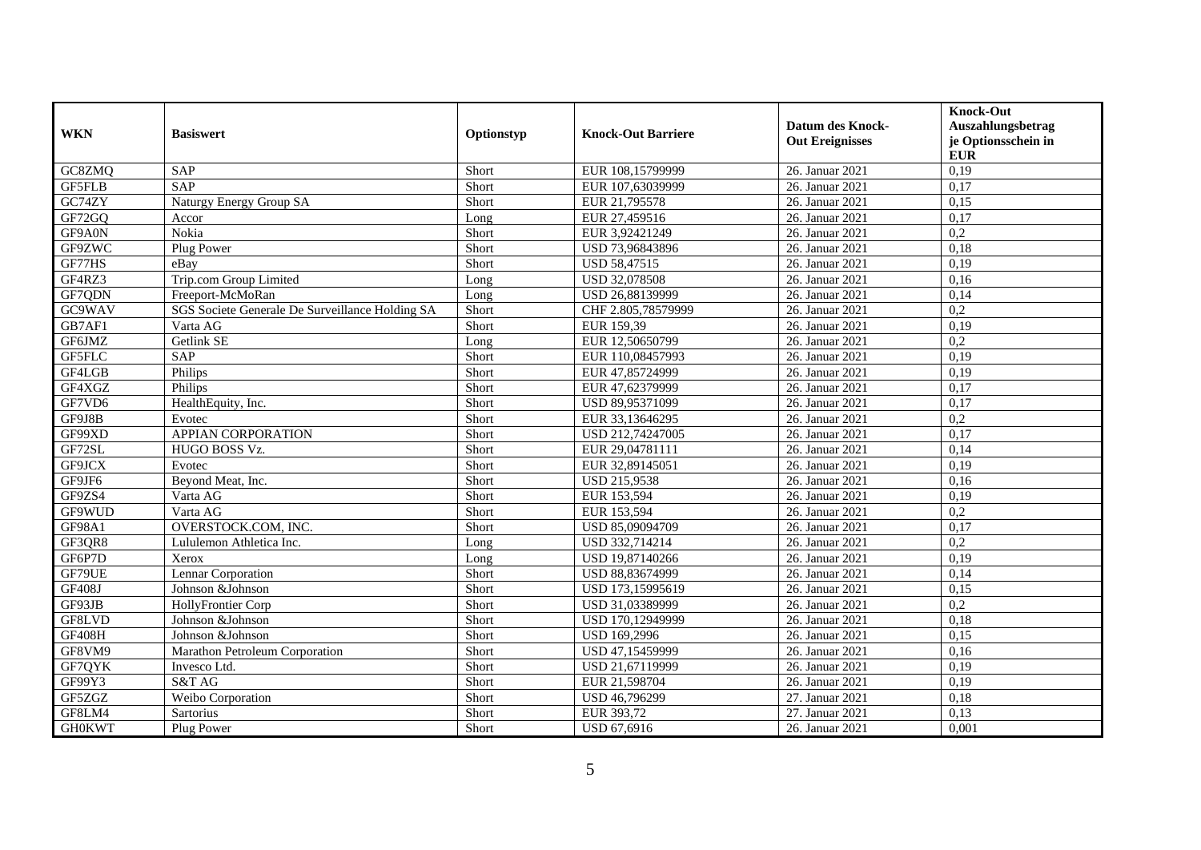| WKN | Basiswert | Optionstyp | Knock-Out Barriere | Datum des Knock-Out Ereignisses | Knock-Out Auszahlungsbetrag je Optionsschein in EUR |
|---|---|---|---|---|---|
| GC8ZMQ | SAP | Short | EUR 108,15799999 | 26. Januar 2021 | 0,19 |
| GF5FLB | SAP | Short | EUR 107,63039999 | 26. Januar 2021 | 0,17 |
| GC74ZY | Naturgy Energy Group SA | Short | EUR 21,795578 | 26. Januar 2021 | 0,15 |
| GF72GQ | Accor | Long | EUR 27,459516 | 26. Januar 2021 | 0,17 |
| GF9A0N | Nokia | Short | EUR 3,92421249 | 26. Januar 2021 | 0,2 |
| GF9ZWC | Plug Power | Short | USD 73,96843896 | 26. Januar 2021 | 0,18 |
| GF77HS | eBay | Short | USD 58,47515 | 26. Januar 2021 | 0,19 |
| GF4RZ3 | Trip.com Group Limited | Long | USD 32,078508 | 26. Januar 2021 | 0,16 |
| GF7QDN | Freeport-McMoRan | Long | USD 26,88139999 | 26. Januar 2021 | 0,14 |
| GC9WAV | SGS Societe Generale De Surveillance Holding SA | Short | CHF 2.805,78579999 | 26. Januar 2021 | 0,2 |
| GB7AF1 | Varta AG | Short | EUR 159,39 | 26. Januar 2021 | 0,19 |
| GF6JMZ | Getlink SE | Long | EUR 12,50650799 | 26. Januar 2021 | 0,2 |
| GF5FLC | SAP | Short | EUR 110,08457993 | 26. Januar 2021 | 0,19 |
| GF4LGB | Philips | Short | EUR 47,85724999 | 26. Januar 2021 | 0,19 |
| GF4XGZ | Philips | Short | EUR 47,62379999 | 26. Januar 2021 | 0,17 |
| GF7VD6 | HealthEquity, Inc. | Short | USD 89,95371099 | 26. Januar 2021 | 0,17 |
| GF9J8B | Evotec | Short | EUR 33,13646295 | 26. Januar 2021 | 0,2 |
| GF99XD | APPIAN CORPORATION | Short | USD 212,74247005 | 26. Januar 2021 | 0,17 |
| GF72SL | HUGO BOSS Vz. | Short | EUR 29,04781111 | 26. Januar 2021 | 0,14 |
| GF9JCX | Evotec | Short | EUR 32,89145051 | 26. Januar 2021 | 0,19 |
| GF9JF6 | Beyond Meat, Inc. | Short | USD 215,9538 | 26. Januar 2021 | 0,16 |
| GF9ZS4 | Varta AG | Short | EUR 153,594 | 26. Januar 2021 | 0,19 |
| GF9WUD | Varta AG | Short | EUR 153,594 | 26. Januar 2021 | 0,2 |
| GF98A1 | OVERSTOCK.COM, INC. | Short | USD 85,09094709 | 26. Januar 2021 | 0,17 |
| GF3QR8 | Lululemon Athletica Inc. | Long | USD 332,714214 | 26. Januar 2021 | 0,2 |
| GF6P7D | Xerox | Long | USD 19,87140266 | 26. Januar 2021 | 0,19 |
| GF79UE | Lennar Corporation | Short | USD 88,83674999 | 26. Januar 2021 | 0,14 |
| GF408J | Johnson &Johnson | Short | USD 173,15995619 | 26. Januar 2021 | 0,15 |
| GF93JB | HollyFrontier Corp | Short | USD 31,03389999 | 26. Januar 2021 | 0,2 |
| GF8LVD | Johnson &Johnson | Short | USD 170,12949999 | 26. Januar 2021 | 0,18 |
| GF408H | Johnson &Johnson | Short | USD 169,2996 | 26. Januar 2021 | 0,15 |
| GF8VM9 | Marathon Petroleum Corporation | Short | USD 47,15459999 | 26. Januar 2021 | 0,16 |
| GF7QYK | Invesco Ltd. | Short | USD 21,67119999 | 26. Januar 2021 | 0,19 |
| GF99Y3 | S&T AG | Short | EUR 21,598704 | 26. Januar 2021 | 0,19 |
| GF5ZGZ | Weibo Corporation | Short | USD 46,796299 | 27. Januar 2021 | 0,18 |
| GF8LM4 | Sartorius | Short | EUR 393,72 | 27. Januar 2021 | 0,13 |
| GH0KWT | Plug Power | Short | USD 67,6916 | 26. Januar 2021 | 0,001 |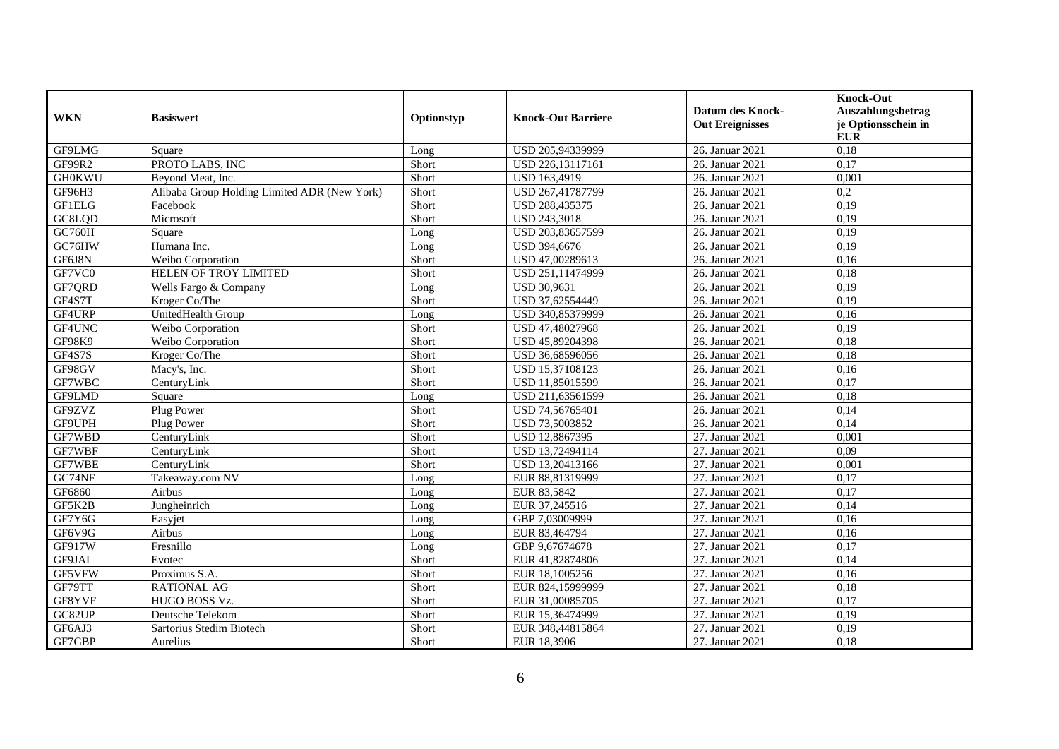| WKN | Basiswert | Optionstyp | Knock-Out Barriere | Datum des Knock-Out Ereignisses | Knock-Out Auszahlungsbetrag je Optionsschein in EUR |
|---|---|---|---|---|---|
| GF9LMG | Square | Long | USD 205,94339999 | 26. Januar 2021 | 0,18 |
| GF99R2 | PROTO LABS, INC | Short | USD 226,13117161 | 26. Januar 2021 | 0,17 |
| GH0KWU | Beyond Meat, Inc. | Short | USD 163,4919 | 26. Januar 2021 | 0,001 |
| GF96H3 | Alibaba Group Holding Limited ADR (New York) | Short | USD 267,41787799 | 26. Januar 2021 | 0,2 |
| GF1ELG | Facebook | Short | USD 288,435375 | 26. Januar 2021 | 0,19 |
| GC8LQD | Microsoft | Short | USD 243,3018 | 26. Januar 2021 | 0,19 |
| GC760H | Square | Long | USD 203,83657599 | 26. Januar 2021 | 0,19 |
| GC76HW | Humana Inc. | Long | USD 394,6676 | 26. Januar 2021 | 0,19 |
| GF6J8N | Weibo Corporation | Short | USD 47,00289613 | 26. Januar 2021 | 0,16 |
| GF7VC0 | HELEN OF TROY LIMITED | Short | USD 251,11474999 | 26. Januar 2021 | 0,18 |
| GF7QRD | Wells Fargo & Company | Long | USD 30,9631 | 26. Januar 2021 | 0,19 |
| GF4S7T | Kroger Co/The | Short | USD 37,62554449 | 26. Januar 2021 | 0,19 |
| GF4URP | UnitedHealth Group | Long | USD 340,85379999 | 26. Januar 2021 | 0,16 |
| GF4UNC | Weibo Corporation | Short | USD 47,48027968 | 26. Januar 2021 | 0,19 |
| GF98K9 | Weibo Corporation | Short | USD 45,89204398 | 26. Januar 2021 | 0,18 |
| GF4S7S | Kroger Co/The | Short | USD 36,68596056 | 26. Januar 2021 | 0,18 |
| GF98GV | Macy's, Inc. | Short | USD 15,37108123 | 26. Januar 2021 | 0,16 |
| GF7WBC | CenturyLink | Short | USD 11,85015599 | 26. Januar 2021 | 0,17 |
| GF9LMD | Square | Long | USD 211,63561599 | 26. Januar 2021 | 0,18 |
| GF9ZVZ | Plug Power | Short | USD 74,56765401 | 26. Januar 2021 | 0,14 |
| GF9UPH | Plug Power | Short | USD 73,5003852 | 26. Januar 2021 | 0,14 |
| GF7WBD | CenturyLink | Short | USD 12,8867395 | 27. Januar 2021 | 0,001 |
| GF7WBF | CenturyLink | Short | USD 13,72494114 | 27. Januar 2021 | 0,09 |
| GF7WBE | CenturyLink | Short | USD 13,20413166 | 27. Januar 2021 | 0,001 |
| GC74NF | Takeaway.com NV | Long | EUR 88,81319999 | 27. Januar 2021 | 0,17 |
| GF6860 | Airbus | Long | EUR 83,5842 | 27. Januar 2021 | 0,17 |
| GF5K2B | Jungheinrich | Long | EUR 37,245516 | 27. Januar 2021 | 0,14 |
| GF7Y6G | Easyjet | Long | GBP 7,03009999 | 27. Januar 2021 | 0,16 |
| GF6V9G | Airbus | Long | EUR 83,464794 | 27. Januar 2021 | 0,16 |
| GF917W | Fresnillo | Long | GBP 9,67674678 | 27. Januar 2021 | 0,17 |
| GF9JAL | Evotec | Short | EUR 41,82874806 | 27. Januar 2021 | 0,14 |
| GF5VFW | Proximus S.A. | Short | EUR 18,1005256 | 27. Januar 2021 | 0,16 |
| GF79TT | RATIONAL AG | Short | EUR 824,15999999 | 27. Januar 2021 | 0,18 |
| GF8YVF | HUGO BOSS Vz. | Short | EUR 31,00085705 | 27. Januar 2021 | 0,17 |
| GC82UP | Deutsche Telekom | Short | EUR 15,36474999 | 27. Januar 2021 | 0,19 |
| GF6AJ3 | Sartorius Stedim Biotech | Short | EUR 348,44815864 | 27. Januar 2021 | 0,19 |
| GF7GBP | Aurelius | Short | EUR 18,3906 | 27. Januar 2021 | 0,18 |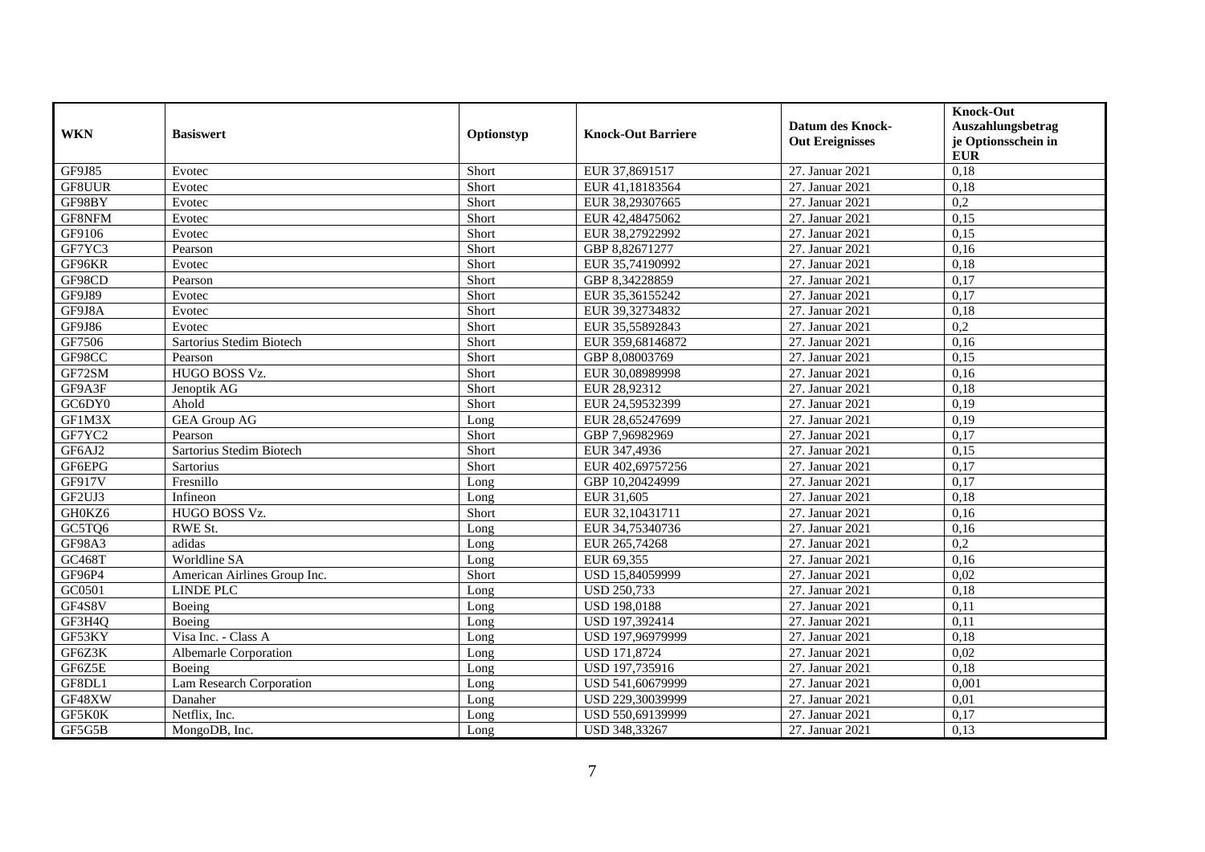| WKN | Basiswert | Optionstyp | Knock-Out Barriere | Datum des Knock-Out Ereignisses | Knock-Out Auszahlungsbetrag je Optionsschein in EUR |
|---|---|---|---|---|---|
| GF9J85 | Evotec | Short | EUR 37,8691517 | 27. Januar 2021 | 0,18 |
| GF8UUR | Evotec | Short | EUR 41,18183564 | 27. Januar 2021 | 0,18 |
| GF98BY | Evotec | Short | EUR 38,29307665 | 27. Januar 2021 | 0,2 |
| GF8NFM | Evotec | Short | EUR 42,48475062 | 27. Januar 2021 | 0,15 |
| GF9106 | Evotec | Short | EUR 38,27922992 | 27. Januar 2021 | 0,15 |
| GF7YC3 | Pearson | Short | GBP 8,82671277 | 27. Januar 2021 | 0,16 |
| GF96KR | Evotec | Short | EUR 35,74190992 | 27. Januar 2021 | 0,18 |
| GF98CD | Pearson | Short | GBP 8,34228859 | 27. Januar 2021 | 0,17 |
| GF9J89 | Evotec | Short | EUR 35,36155242 | 27. Januar 2021 | 0,17 |
| GF9J8A | Evotec | Short | EUR 39,32734832 | 27. Januar 2021 | 0,18 |
| GF9J86 | Evotec | Short | EUR 35,55892843 | 27. Januar 2021 | 0,2 |
| GF7506 | Sartorius Stedim Biotech | Short | EUR 359,68146872 | 27. Januar 2021 | 0,16 |
| GF98CC | Pearson | Short | GBP 8,08003769 | 27. Januar 2021 | 0,15 |
| GF72SM | HUGO BOSS Vz. | Short | EUR 30,08989998 | 27. Januar 2021 | 0,16 |
| GF9A3F | Jenoptik AG | Short | EUR 28,92312 | 27. Januar 2021 | 0,18 |
| GC6DY0 | Ahold | Short | EUR 24,59532399 | 27. Januar 2021 | 0,19 |
| GF1M3X | GEA Group AG | Long | EUR 28,65247699 | 27. Januar 2021 | 0,19 |
| GF7YC2 | Pearson | Short | GBP 7,96982969 | 27. Januar 2021 | 0,17 |
| GF6AJ2 | Sartorius Stedim Biotech | Short | EUR 347,4936 | 27. Januar 2021 | 0,15 |
| GF6EPG | Sartorius | Short | EUR 402,69757256 | 27. Januar 2021 | 0,17 |
| GF917V | Fresnillo | Long | GBP 10,20424999 | 27. Januar 2021 | 0,17 |
| GF2UJ3 | Infineon | Long | EUR 31,605 | 27. Januar 2021 | 0,18 |
| GH0KZ6 | HUGO BOSS Vz. | Short | EUR 32,10431711 | 27. Januar 2021 | 0,16 |
| GC5TQ6 | RWE St. | Long | EUR 34,75340736 | 27. Januar 2021 | 0,16 |
| GF98A3 | adidas | Long | EUR 265,74268 | 27. Januar 2021 | 0,2 |
| GC468T | Worldline SA | Long | EUR 69,355 | 27. Januar 2021 | 0,16 |
| GF96P4 | American Airlines Group Inc. | Short | USD 15,84059999 | 27. Januar 2021 | 0,02 |
| GC0501 | LINDE PLC | Long | USD 250,733 | 27. Januar 2021 | 0,18 |
| GF4S8V | Boeing | Long | USD 198,0188 | 27. Januar 2021 | 0,11 |
| GF3H4Q | Boeing | Long | USD 197,392414 | 27. Januar 2021 | 0,11 |
| GF53KY | Visa Inc. - Class A | Long | USD 197,96979999 | 27. Januar 2021 | 0,18 |
| GF6Z3K | Albemarle Corporation | Long | USD 171,8724 | 27. Januar 2021 | 0,02 |
| GF6Z5E | Boeing | Long | USD 197,735916 | 27. Januar 2021 | 0,18 |
| GF8DL1 | Lam Research Corporation | Long | USD 541,60679999 | 27. Januar 2021 | 0,001 |
| GF48XW | Danaher | Long | USD 229,30039999 | 27. Januar 2021 | 0,01 |
| GF5K0K | Netflix, Inc. | Long | USD 550,69139999 | 27. Januar 2021 | 0,17 |
| GF5G5B | MongoDB, Inc. | Long | USD 348,33267 | 27. Januar 2021 | 0,13 |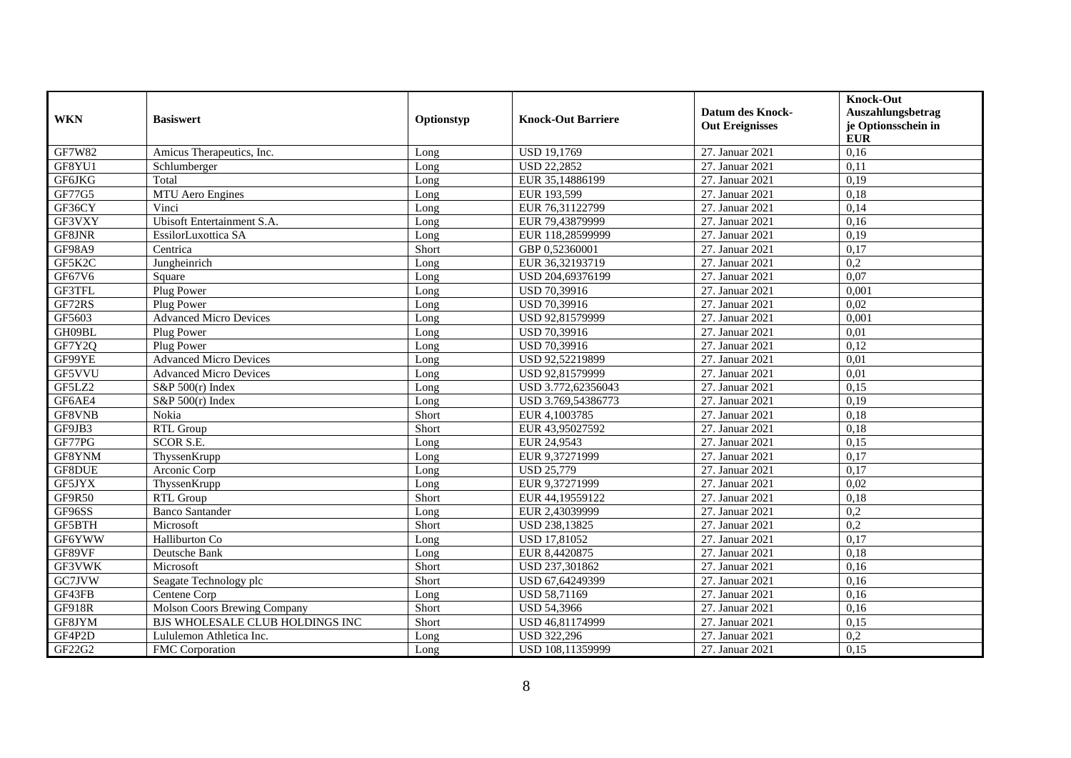| WKN | Basiswert | Optionstyp | Knock-Out Barriere | Datum des Knock-Out Ereignisses | Knock-Out Auszahlungsbetrag je Optionsschein in EUR |
|---|---|---|---|---|---|
| GF7W82 | Amicus Therapeutics, Inc. | Long | USD 19,1769 | 27. Januar 2021 | 0,16 |
| GF8YU1 | Schlumberger | Long | USD 22,2852 | 27. Januar 2021 | 0,11 |
| GF6JKG | Total | Long | EUR 35,14886199 | 27. Januar 2021 | 0,19 |
| GF77G5 | MTU Aero Engines | Long | EUR 193,599 | 27. Januar 2021 | 0,18 |
| GF36CY | Vinci | Long | EUR 76,31122799 | 27. Januar 2021 | 0,14 |
| GF3VXY | Ubisoft Entertainment S.A. | Long | EUR 79,43879999 | 27. Januar 2021 | 0,16 |
| GF8JNR | EssilorLuxottica SA | Long | EUR 118,28599999 | 27. Januar 2021 | 0,19 |
| GF98A9 | Centrica | Short | GBP 0,52360001 | 27. Januar 2021 | 0,17 |
| GF5K2C | Jungheinrich | Long | EUR 36,32193719 | 27. Januar 2021 | 0,2 |
| GF67V6 | Square | Long | USD 204,69376199 | 27. Januar 2021 | 0,07 |
| GF3TFL | Plug Power | Long | USD 70,39916 | 27. Januar 2021 | 0,001 |
| GF72RS | Plug Power | Long | USD 70,39916 | 27. Januar 2021 | 0,02 |
| GF5603 | Advanced Micro Devices | Long | USD 92,81579999 | 27. Januar 2021 | 0,001 |
| GH09BL | Plug Power | Long | USD 70,39916 | 27. Januar 2021 | 0,01 |
| GF7Y2Q | Plug Power | Long | USD 70,39916 | 27. Januar 2021 | 0,12 |
| GF99YE | Advanced Micro Devices | Long | USD 92,52219899 | 27. Januar 2021 | 0,01 |
| GF5VVU | Advanced Micro Devices | Long | USD 92,81579999 | 27. Januar 2021 | 0,01 |
| GF5LZ2 | S&P 500(r) Index | Long | USD 3.772,62356043 | 27. Januar 2021 | 0,15 |
| GF6AE4 | S&P 500(r) Index | Long | USD 3.769,54386773 | 27. Januar 2021 | 0,19 |
| GF8VNB | Nokia | Short | EUR 4,1003785 | 27. Januar 2021 | 0,18 |
| GF9JB3 | RTL Group | Short | EUR 43,95027592 | 27. Januar 2021 | 0,18 |
| GF77PG | SCOR S.E. | Long | EUR 24,9543 | 27. Januar 2021 | 0,15 |
| GF8YNM | ThyssenKrupp | Long | EUR 9,37271999 | 27. Januar 2021 | 0,17 |
| GF8DUE | Arconic Corp | Long | USD 25,779 | 27. Januar 2021 | 0,17 |
| GF5JYX | ThyssenKrupp | Long | EUR 9,37271999 | 27. Januar 2021 | 0,02 |
| GF9R50 | RTL Group | Short | EUR 44,19559122 | 27. Januar 2021 | 0,18 |
| GF96SS | Banco Santander | Long | EUR 2,43039999 | 27. Januar 2021 | 0,2 |
| GF5BTH | Microsoft | Short | USD 238,13825 | 27. Januar 2021 | 0,2 |
| GF6YWW | Halliburton Co | Long | USD 17,81052 | 27. Januar 2021 | 0,17 |
| GF89VF | Deutsche Bank | Long | EUR 8,4420875 | 27. Januar 2021 | 0,18 |
| GF3VWK | Microsoft | Short | USD 237,301862 | 27. Januar 2021 | 0,16 |
| GC7JVW | Seagate Technology plc | Short | USD 67,64249399 | 27. Januar 2021 | 0,16 |
| GF43FB | Centene Corp | Long | USD 58,71169 | 27. Januar 2021 | 0,16 |
| GF918R | Molson Coors Brewing Company | Short | USD 54,3966 | 27. Januar 2021 | 0,16 |
| GF8JYM | BJS WHOLESALE CLUB HOLDINGS INC | Short | USD 46,81174999 | 27. Januar 2021 | 0,15 |
| GF4P2D | Lululemon Athletica Inc. | Long | USD 322,296 | 27. Januar 2021 | 0,2 |
| GF22G2 | FMC Corporation | Long | USD 108,11359999 | 27. Januar 2021 | 0,15 |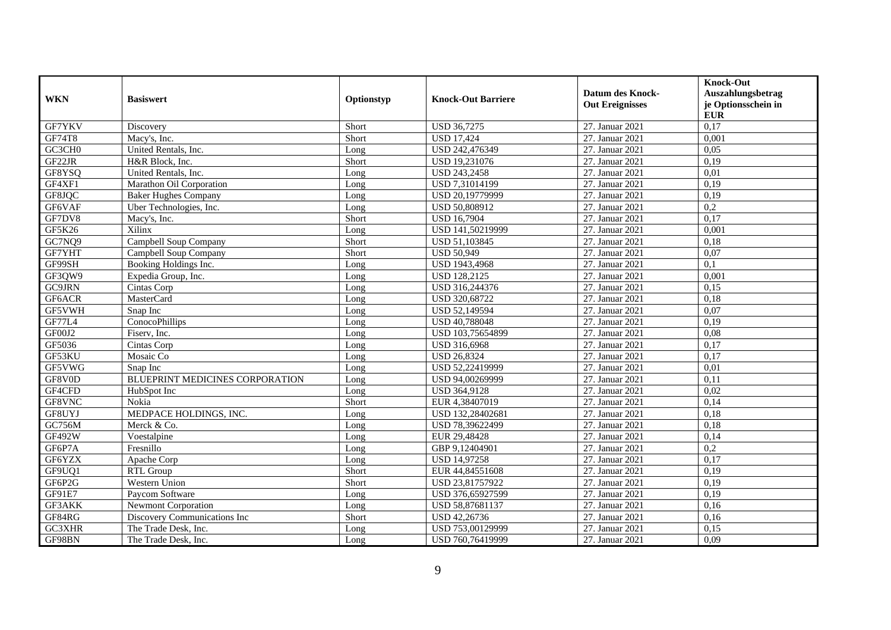| WKN | Basiswert | Optionstyp | Knock-Out Barriere | Datum des Knock-Out Ereignisses | Knock-Out Auszahlungsbetrag je Optionsschein in EUR |
|---|---|---|---|---|---|
| GF7YKV | Discovery | Short | USD 36,7275 | 27. Januar 2021 | 0,17 |
| GF74T8 | Macy's, Inc. | Short | USD 17,424 | 27. Januar 2021 | 0,001 |
| GC3CH0 | United Rentals, Inc. | Long | USD 242,476349 | 27. Januar 2021 | 0,05 |
| GF22JR | H&R Block, Inc. | Short | USD 19,231076 | 27. Januar 2021 | 0,19 |
| GF8YSQ | United Rentals, Inc. | Long | USD 243,2458 | 27. Januar 2021 | 0,01 |
| GF4XF1 | Marathon Oil Corporation | Long | USD 7,31014199 | 27. Januar 2021 | 0,19 |
| GF8JQC | Baker Hughes Company | Long | USD 20,19779999 | 27. Januar 2021 | 0,19 |
| GF6VAF | Uber Technologies, Inc. | Long | USD 50,808912 | 27. Januar 2021 | 0,2 |
| GF7DV8 | Macy's, Inc. | Short | USD 16,7904 | 27. Januar 2021 | 0,17 |
| GF5K26 | Xilinx | Long | USD 141,50219999 | 27. Januar 2021 | 0,001 |
| GC7NQ9 | Campbell Soup Company | Short | USD 51,103845 | 27. Januar 2021 | 0,18 |
| GF7YHT | Campbell Soup Company | Short | USD 50,949 | 27. Januar 2021 | 0,07 |
| GF99SH | Booking Holdings Inc. | Long | USD 1943,4968 | 27. Januar 2021 | 0,1 |
| GF3QW9 | Expedia Group, Inc. | Long | USD 128,2125 | 27. Januar 2021 | 0,001 |
| GC9JRN | Cintas Corp | Long | USD 316,244376 | 27. Januar 2021 | 0,15 |
| GF6ACR | MasterCard | Long | USD 320,68722 | 27. Januar 2021 | 0,18 |
| GF5VWH | Snap Inc | Long | USD 52,149594 | 27. Januar 2021 | 0,07 |
| GF77L4 | ConocoPhillips | Long | USD 40,788048 | 27. Januar 2021 | 0,19 |
| GF00J2 | Fiserv, Inc. | Long | USD 103,75654899 | 27. Januar 2021 | 0,08 |
| GF5036 | Cintas Corp | Long | USD 316,6968 | 27. Januar 2021 | 0,17 |
| GF53KU | Mosaic Co | Long | USD 26,8324 | 27. Januar 2021 | 0,17 |
| GF5VWG | Snap Inc | Long | USD 52,22419999 | 27. Januar 2021 | 0,01 |
| GF8V0D | BLUEPRINT MEDICINES CORPORATION | Long | USD 94,00269999 | 27. Januar 2021 | 0,11 |
| GF4CFD | HubSpot Inc | Long | USD 364,9128 | 27. Januar 2021 | 0,02 |
| GF8VNC | Nokia | Short | EUR 4,38407019 | 27. Januar 2021 | 0,14 |
| GF8UYJ | MEDPACE HOLDINGS, INC. | Long | USD 132,28402681 | 27. Januar 2021 | 0,18 |
| GC756M | Merck & Co. | Long | USD 78,39622499 | 27. Januar 2021 | 0,18 |
| GF492W | Voestalpine | Long | EUR 29,48428 | 27. Januar 2021 | 0,14 |
| GF6P7A | Fresnillo | Long | GBP 9,12404901 | 27. Januar 2021 | 0,2 |
| GF6YZX | Apache Corp | Long | USD 14,97258 | 27. Januar 2021 | 0,17 |
| GF9UQ1 | RTL Group | Short | EUR 44,84551608 | 27. Januar 2021 | 0,19 |
| GF6P2G | Western Union | Short | USD 23,81757922 | 27. Januar 2021 | 0,19 |
| GF91E7 | Paycom Software | Long | USD 376,65927599 | 27. Januar 2021 | 0,19 |
| GF3AKK | Newmont Corporation | Long | USD 58,87681137 | 27. Januar 2021 | 0,16 |
| GF84RG | Discovery Communications Inc | Short | USD 42,26736 | 27. Januar 2021 | 0,16 |
| GC3XHR | The Trade Desk, Inc. | Long | USD 753,00129999 | 27. Januar 2021 | 0,15 |
| GF98BN | The Trade Desk, Inc. | Long | USD 760,76419999 | 27. Januar 2021 | 0,09 |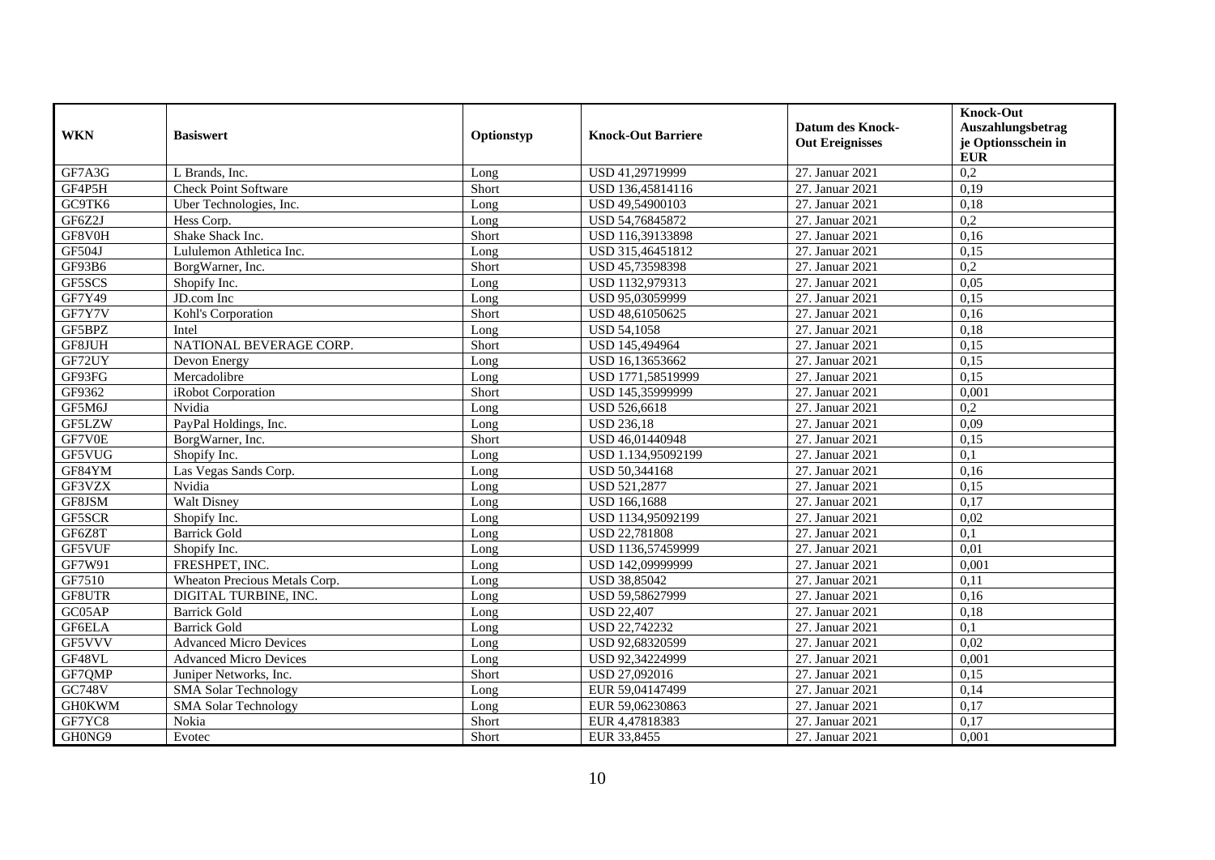| WKN | Basiswert | Optionstyp | Knock-Out Barriere | Datum des Knock-Out Ereignisses | Knock-Out Auszahlungsbetrag je Optionsschein in EUR |
|---|---|---|---|---|---|
| GF7A3G | L Brands, Inc. | Long | USD 41,29719999 | 27. Januar 2021 | 0,2 |
| GF4P5H | Check Point Software | Short | USD 136,45814116 | 27. Januar 2021 | 0,19 |
| GC9TK6 | Uber Technologies, Inc. | Long | USD 49,54900103 | 27. Januar 2021 | 0,18 |
| GF6Z2J | Hess Corp. | Long | USD 54,76845872 | 27. Januar 2021 | 0,2 |
| GF8V0H | Shake Shack Inc. | Short | USD 116,39133898 | 27. Januar 2021 | 0,16 |
| GF504J | Lululemon Athletica Inc. | Long | USD 315,46451812 | 27. Januar 2021 | 0,15 |
| GF93B6 | BorgWarner, Inc. | Short | USD 45,73598398 | 27. Januar 2021 | 0,2 |
| GF5SCS | Shopify Inc. | Long | USD 1132,979313 | 27. Januar 2021 | 0,05 |
| GF7Y49 | JD.com Inc | Long | USD 95,03059999 | 27. Januar 2021 | 0,15 |
| GF7Y7V | Kohl's Corporation | Short | USD 48,61050625 | 27. Januar 2021 | 0,16 |
| GF5BPZ | Intel | Long | USD 54,1058 | 27. Januar 2021 | 0,18 |
| GF8JUH | NATIONAL BEVERAGE CORP. | Short | USD 145,494964 | 27. Januar 2021 | 0,15 |
| GF72UY | Devon Energy | Long | USD 16,13653662 | 27. Januar 2021 | 0,15 |
| GF93FG | Mercadolibre | Long | USD 1771,58519999 | 27. Januar 2021 | 0,15 |
| GF9362 | iRobot Corporation | Short | USD 145,35999999 | 27. Januar 2021 | 0,001 |
| GF5M6J | Nvidia | Long | USD 526,6618 | 27. Januar 2021 | 0,2 |
| GF5LZW | PayPal Holdings, Inc. | Long | USD 236,18 | 27. Januar 2021 | 0,09 |
| GF7V0E | BorgWarner, Inc. | Short | USD 46,01440948 | 27. Januar 2021 | 0,15 |
| GF5VUG | Shopify Inc. | Long | USD 1.134,95092199 | 27. Januar 2021 | 0,1 |
| GF84YM | Las Vegas Sands Corp. | Long | USD 50,344168 | 27. Januar 2021 | 0,16 |
| GF3VZX | Nvidia | Long | USD 521,2877 | 27. Januar 2021 | 0,15 |
| GF8JSM | Walt Disney | Long | USD 166,1688 | 27. Januar 2021 | 0,17 |
| GF5SCR | Shopify Inc. | Long | USD 1134,95092199 | 27. Januar 2021 | 0,02 |
| GF6Z8T | Barrick Gold | Long | USD 22,781808 | 27. Januar 2021 | 0,1 |
| GF5VUF | Shopify Inc. | Long | USD 1136,57459999 | 27. Januar 2021 | 0,01 |
| GF7W91 | FRESHPET, INC. | Long | USD 142,09999999 | 27. Januar 2021 | 0,001 |
| GF7510 | Wheaton Precious Metals Corp. | Long | USD 38,85042 | 27. Januar 2021 | 0,11 |
| GF8UTR | DIGITAL TURBINE, INC. | Long | USD 59,58627999 | 27. Januar 2021 | 0,16 |
| GC05AP | Barrick Gold | Long | USD 22,407 | 27. Januar 2021 | 0,18 |
| GF6ELA | Barrick Gold | Long | USD 22,742232 | 27. Januar 2021 | 0,1 |
| GF5VVV | Advanced Micro Devices | Long | USD 92,68320599 | 27. Januar 2021 | 0,02 |
| GF48VL | Advanced Micro Devices | Long | USD 92,34224999 | 27. Januar 2021 | 0,001 |
| GF7QMP | Juniper Networks, Inc. | Short | USD 27,092016 | 27. Januar 2021 | 0,15 |
| GC748V | SMA Solar Technology | Long | EUR 59,04147499 | 27. Januar 2021 | 0,14 |
| GH0KWM | SMA Solar Technology | Long | EUR 59,06230863 | 27. Januar 2021 | 0,17 |
| GF7YC8 | Nokia | Short | EUR 4,47818383 | 27. Januar 2021 | 0,17 |
| GH0NG9 | Evotec | Short | EUR 33,8455 | 27. Januar 2021 | 0,001 |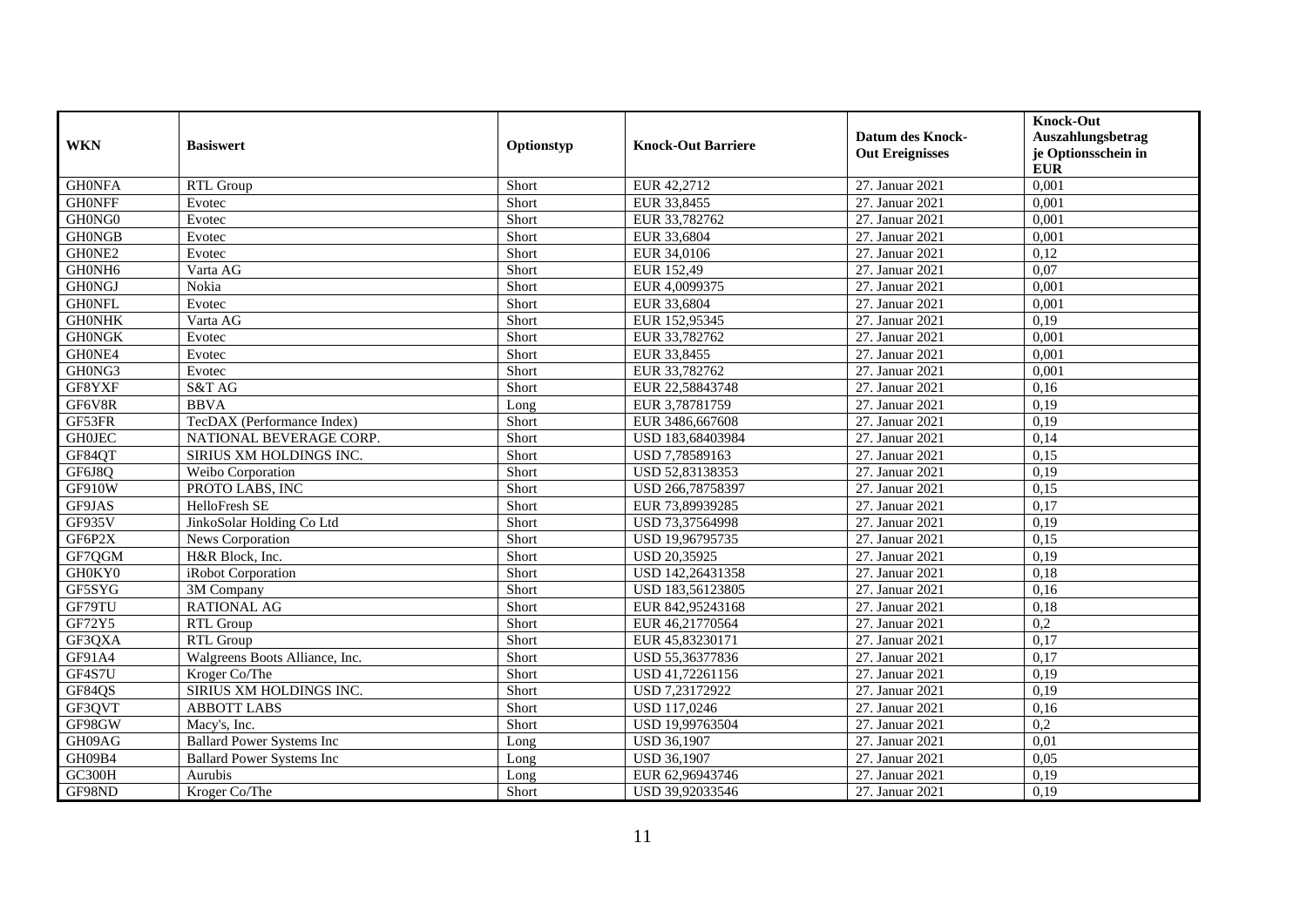| WKN | Basiswert | Optionstyp | Knock-Out Barriere | Datum des Knock-Out Ereignisses | Knock-Out Auszahlungsbetrag je Optionsschein in EUR |
|---|---|---|---|---|---|
| GH0NFA | RTL Group | Short | EUR 42,2712 | 27. Januar 2021 | 0,001 |
| GH0NFF | Evotec | Short | EUR 33,8455 | 27. Januar 2021 | 0,001 |
| GH0NG0 | Evotec | Short | EUR 33,782762 | 27. Januar 2021 | 0,001 |
| GH0NGB | Evotec | Short | EUR 33,6804 | 27. Januar 2021 | 0,001 |
| GH0NE2 | Evotec | Short | EUR 34,0106 | 27. Januar 2021 | 0,12 |
| GH0NH6 | Varta AG | Short | EUR 152,49 | 27. Januar 2021 | 0,07 |
| GH0NGJ | Nokia | Short | EUR 4,0099375 | 27. Januar 2021 | 0,001 |
| GH0NFL | Evotec | Short | EUR 33,6804 | 27. Januar 2021 | 0,001 |
| GH0NHK | Varta AG | Short | EUR 152,95345 | 27. Januar 2021 | 0,19 |
| GH0NGK | Evotec | Short | EUR 33,782762 | 27. Januar 2021 | 0,001 |
| GH0NE4 | Evotec | Short | EUR 33,8455 | 27. Januar 2021 | 0,001 |
| GH0NG3 | Evotec | Short | EUR 33,782762 | 27. Januar 2021 | 0,001 |
| GF8YXF | S&T AG | Short | EUR 22,58843748 | 27. Januar 2021 | 0,16 |
| GF6V8R | BBVA | Long | EUR 3,78781759 | 27. Januar 2021 | 0,19 |
| GF53FR | TecDAX (Performance Index) | Short | EUR 3486,667608 | 27. Januar 2021 | 0,19 |
| GH0JEC | NATIONAL BEVERAGE CORP. | Short | USD 183,68403984 | 27. Januar 2021 | 0,14 |
| GF84QT | SIRIUS XM HOLDINGS INC. | Short | USD 7,78589163 | 27. Januar 2021 | 0,15 |
| GF6J8Q | Weibo Corporation | Short | USD 52,83138353 | 27. Januar 2021 | 0,19 |
| GF910W | PROTO LABS, INC | Short | USD 266,78758397 | 27. Januar 2021 | 0,15 |
| GF9JAS | HelloFresh SE | Short | EUR 73,89939285 | 27. Januar 2021 | 0,17 |
| GF935V | JinkoSolar Holding Co Ltd | Short | USD 73,37564998 | 27. Januar 2021 | 0,19 |
| GF6P2X | News Corporation | Short | USD 19,96795735 | 27. Januar 2021 | 0,15 |
| GF7QGM | H&R Block, Inc. | Short | USD 20,35925 | 27. Januar 2021 | 0,19 |
| GH0KY0 | iRobot Corporation | Short | USD 142,26431358 | 27. Januar 2021 | 0,18 |
| GF5SYG | 3M Company | Short | USD 183,56123805 | 27. Januar 2021 | 0,16 |
| GF79TU | RATIONAL AG | Short | EUR 842,95243168 | 27. Januar 2021 | 0,18 |
| GF72Y5 | RTL Group | Short | EUR 46,21770564 | 27. Januar 2021 | 0,2 |
| GF3QXA | RTL Group | Short | EUR 45,83230171 | 27. Januar 2021 | 0,17 |
| GF91A4 | Walgreens Boots Alliance, Inc. | Short | USD 55,36377836 | 27. Januar 2021 | 0,17 |
| GF4S7U | Kroger Co/The | Short | USD 41,72261156 | 27. Januar 2021 | 0,19 |
| GF84QS | SIRIUS XM HOLDINGS INC. | Short | USD 7,23172922 | 27. Januar 2021 | 0,19 |
| GF3QVT | ABBOTT LABS | Short | USD 117,0246 | 27. Januar 2021 | 0,16 |
| GF98GW | Macy's, Inc. | Short | USD 19,99763504 | 27. Januar 2021 | 0,2 |
| GH09AG | Ballard Power Systems Inc | Long | USD 36,1907 | 27. Januar 2021 | 0,01 |
| GH09B4 | Ballard Power Systems Inc | Long | USD 36,1907 | 27. Januar 2021 | 0,05 |
| GC300H | Aurubis | Long | EUR 62,96943746 | 27. Januar 2021 | 0,19 |
| GF98ND | Kroger Co/The | Short | USD 39,92033546 | 27. Januar 2021 | 0,19 |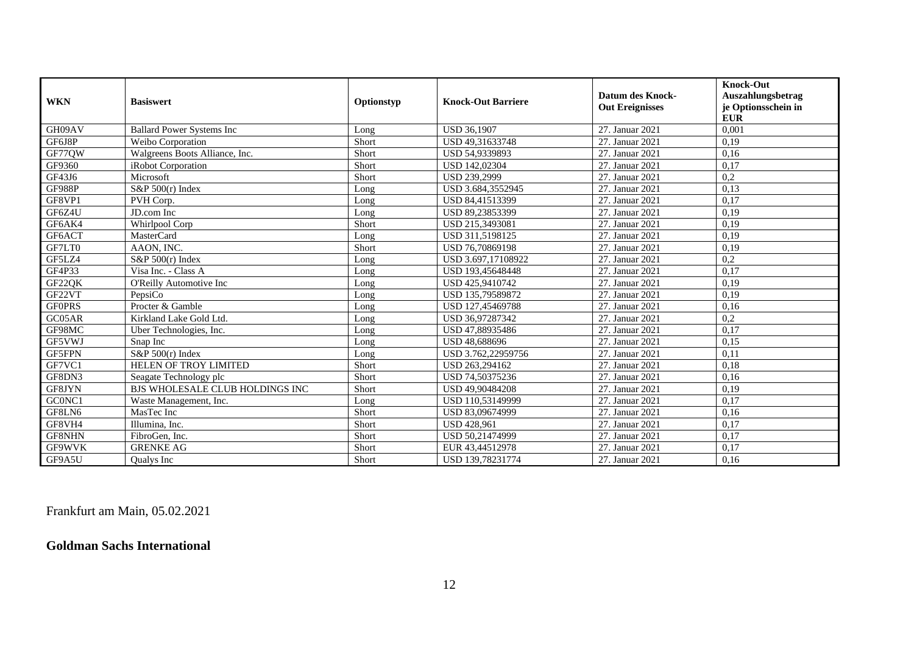| WKN | Basiswert | Optionstyp | Knock-Out Barriere | Datum des Knock-Out Ereignisses | Knock-Out Auszahlungsbetrag je Optionsschein in EUR |
|---|---|---|---|---|---|
| GH09AV | Ballard Power Systems Inc | Long | USD 36,1907 | 27. Januar 2021 | 0,001 |
| GF6J8P | Weibo Corporation | Short | USD 49,31633748 | 27. Januar 2021 | 0,19 |
| GF77QW | Walgreens Boots Alliance, Inc. | Short | USD 54,9339893 | 27. Januar 2021 | 0,16 |
| GF9360 | iRobot Corporation | Short | USD 142,02304 | 27. Januar 2021 | 0,17 |
| GF43J6 | Microsoft | Short | USD 239,2999 | 27. Januar 2021 | 0,2 |
| GF988P | S&P 500(r) Index | Long | USD 3.684,3552945 | 27. Januar 2021 | 0,13 |
| GF8VP1 | PVH Corp. | Long | USD 84,41513399 | 27. Januar 2021 | 0,17 |
| GF6Z4U | JD.com Inc | Long | USD 89,23853399 | 27. Januar 2021 | 0,19 |
| GF6AK4 | Whirlpool Corp | Short | USD 215,3493081 | 27. Januar 2021 | 0,19 |
| GF6ACT | MasterCard | Long | USD 311,5198125 | 27. Januar 2021 | 0,19 |
| GF7LT0 | AAON, INC. | Short | USD 76,70869198 | 27. Januar 2021 | 0,19 |
| GF5LZ4 | S&P 500(r) Index | Long | USD 3.697,17108922 | 27. Januar 2021 | 0,2 |
| GF4P33 | Visa Inc. - Class A | Long | USD 193,45648448 | 27. Januar 2021 | 0,17 |
| GF22QK | O'Reilly Automotive Inc | Long | USD 425,9410742 | 27. Januar 2021 | 0,19 |
| GF22VT | PepsiCo | Long | USD 135,79589872 | 27. Januar 2021 | 0,19 |
| GF0PRS | Procter & Gamble | Long | USD 127,45469788 | 27. Januar 2021 | 0,16 |
| GC05AR | Kirkland Lake Gold Ltd. | Long | USD 36,97287342 | 27. Januar 2021 | 0,2 |
| GF98MC | Uber Technologies, Inc. | Long | USD 47,88935486 | 27. Januar 2021 | 0,17 |
| GF5VWJ | Snap Inc | Long | USD 48,688696 | 27. Januar 2021 | 0,15 |
| GF5FPN | S&P 500(r) Index | Long | USD 3.762,22959756 | 27. Januar 2021 | 0,11 |
| GF7VC1 | HELEN OF TROY LIMITED | Short | USD 263,294162 | 27. Januar 2021 | 0,18 |
| GF8DN3 | Seagate Technology plc | Short | USD 74,50375236 | 27. Januar 2021 | 0,16 |
| GF8JYN | BJS WHOLESALE CLUB HOLDINGS INC | Short | USD 49,90484208 | 27. Januar 2021 | 0,19 |
| GC0NC1 | Waste Management, Inc. | Long | USD 110,53149999 | 27. Januar 2021 | 0,17 |
| GF8LN6 | MasTec Inc | Short | USD 83,09674999 | 27. Januar 2021 | 0,16 |
| GF8VH4 | Illumina, Inc. | Short | USD 428,961 | 27. Januar 2021 | 0,17 |
| GF8NHN | FibroGen, Inc. | Short | USD 50,21474999 | 27. Januar 2021 | 0,17 |
| GF9WVK | GRENKE AG | Short | EUR 43,44512978 | 27. Januar 2021 | 0,17 |
| GF9A5U | Qualys Inc | Short | USD 139,78231774 | 27. Januar 2021 | 0,16 |

Frankfurt am Main, 05.02.2021

**Goldman Sachs International**